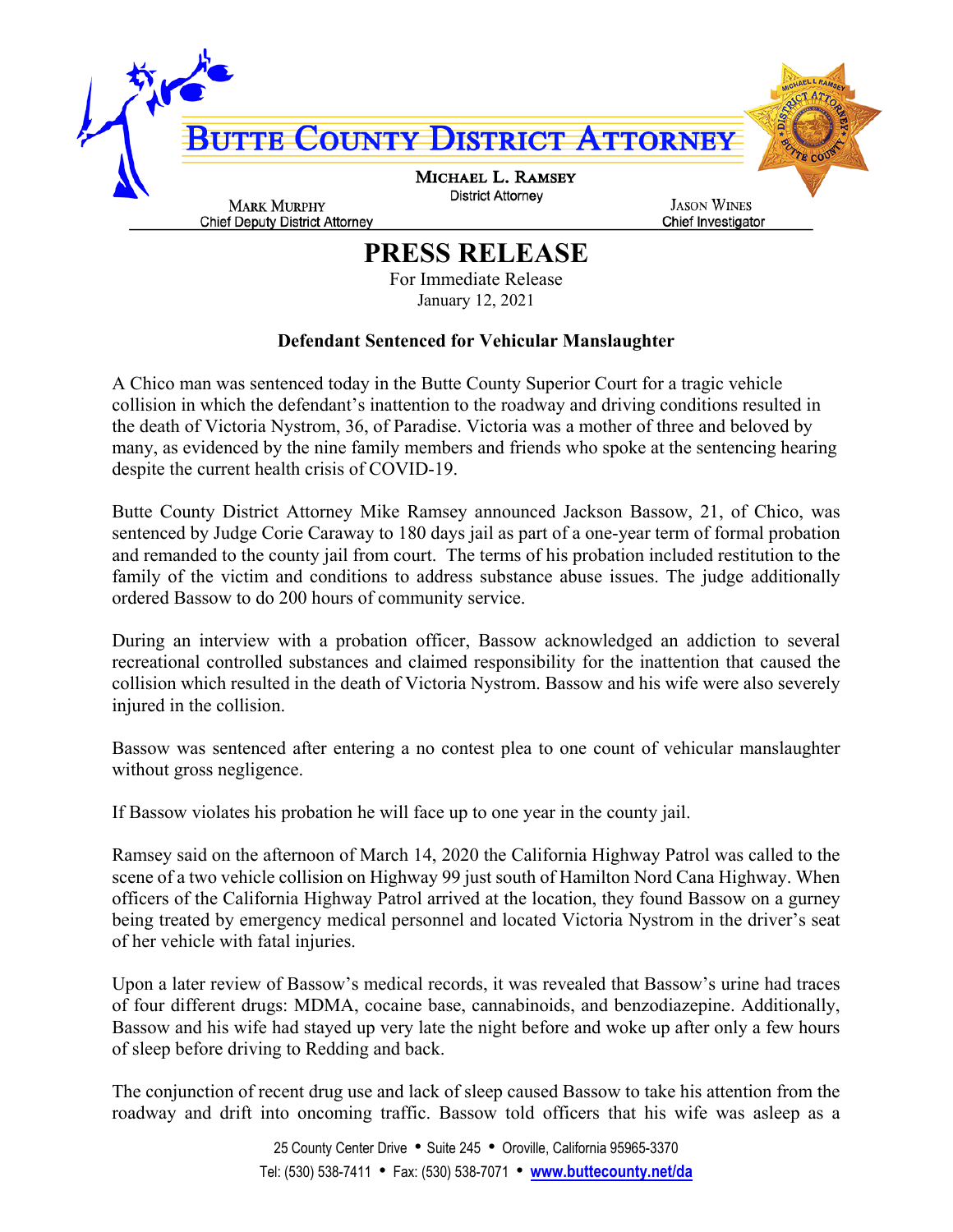# BUTTE COUNTY DISTRICT ATTORNEY

**MICHAEL L. RAMSEY**
District Attorney

MARK MURPHY
Chief Deputy District Attorney

JASON WINES
Chief Investigator

# PRESS RELEASE

For Immediate Release
January 12, 2021

**Defendant Sentenced for Vehicular Manslaughter**

A Chico man was sentenced today in the Butte County Superior Court for a tragic vehicle collision in which the defendant's inattention to the roadway and driving conditions resulted in the death of Victoria Nystrom, 36, of Paradise. Victoria was a mother of three and beloved by many, as evidenced by the nine family members and friends who spoke at the sentencing hearing despite the current health crisis of COVID-19.

Butte County District Attorney Mike Ramsey announced Jackson Bassow, 21, of Chico, was sentenced by Judge Corie Caraway to 180 days jail as part of a one-year term of formal probation and remanded to the county jail from court. The terms of his probation included restitution to the family of the victim and conditions to address substance abuse issues. The judge additionally ordered Bassow to do 200 hours of community service.

During an interview with a probation officer, Bassow acknowledged an addiction to several recreational controlled substances and claimed responsibility for the inattention that caused the collision which resulted in the death of Victoria Nystrom. Bassow and his wife were also severely injured in the collision.

Bassow was sentenced after entering a no contest plea to one count of vehicular manslaughter without gross negligence.

If Bassow violates his probation he will face up to one year in the county jail.

Ramsey said on the afternoon of March 14, 2020 the California Highway Patrol was called to the scene of a two vehicle collision on Highway 99 just south of Hamilton Nord Cana Highway. When officers of the California Highway Patrol arrived at the location, they found Bassow on a gurney being treated by emergency medical personnel and located Victoria Nystrom in the driver's seat of her vehicle with fatal injuries.

Upon a later review of Bassow's medical records, it was revealed that Bassow's urine had traces of four different drugs: MDMA, cocaine base, cannabinoids, and benzodiazepine. Additionally, Bassow and his wife had stayed up very late the night before and woke up after only a few hours of sleep before driving to Redding and back.

The conjunction of recent drug use and lack of sleep caused Bassow to take his attention from the roadway and drift into oncoming traffic. Bassow told officers that his wife was asleep as a

25 County Center Drive • Suite 245 • Oroville, California 95965-3370
Tel: (530) 538-7411 • Fax: (530) 538-7071 • www.buttecounty.net/da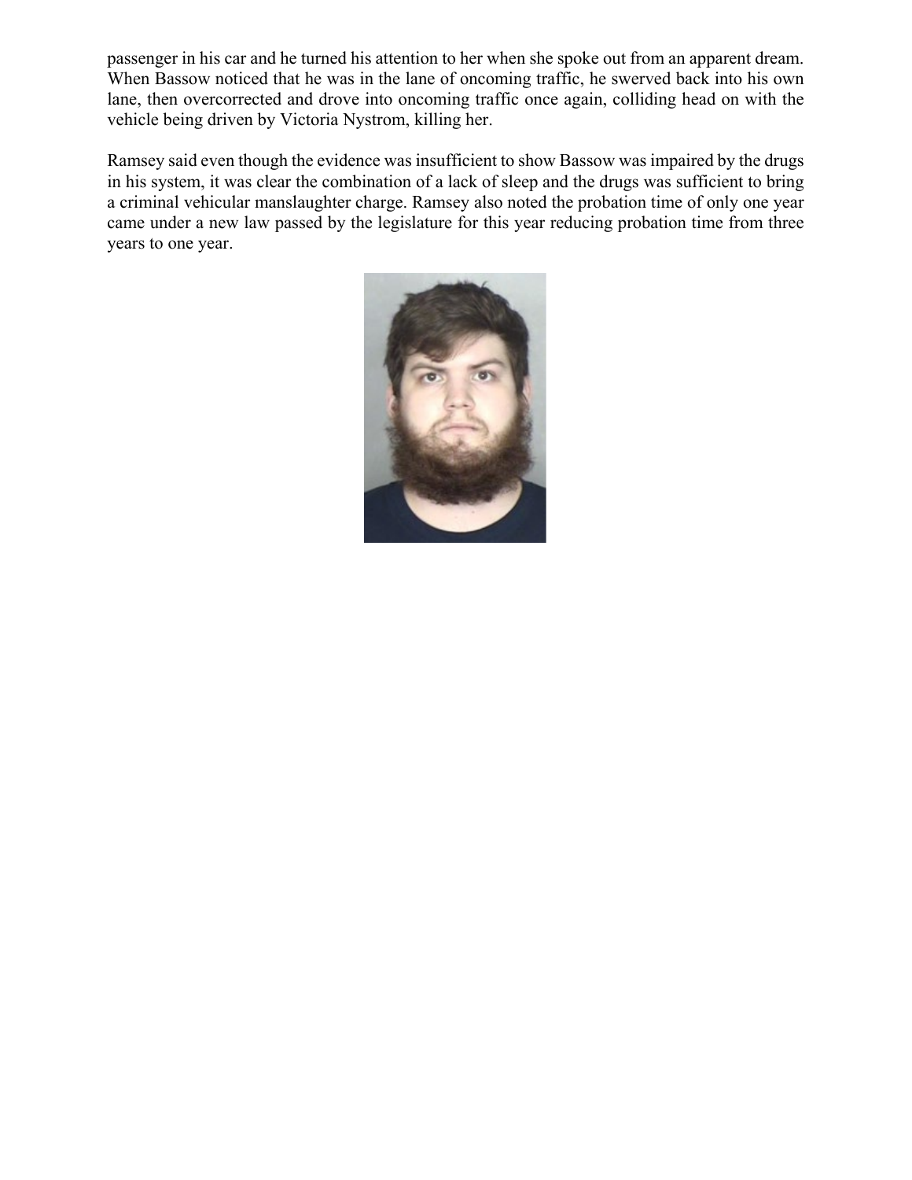passenger in his car and he turned his attention to her when she spoke out from an apparent dream. When Bassow noticed that he was in the lane of oncoming traffic, he swerved back into his own lane, then overcorrected and drove into oncoming traffic once again, colliding head on with the vehicle being driven by Victoria Nystrom, killing her.

Ramsey said even though the evidence was insufficient to show Bassow was impaired by the drugs in his system, it was clear the combination of a lack of sleep and the drugs was sufficient to bring a criminal vehicular manslaughter charge. Ramsey also noted the probation time of only one year came under a new law passed by the legislature for this year reducing probation time from three years to one year.